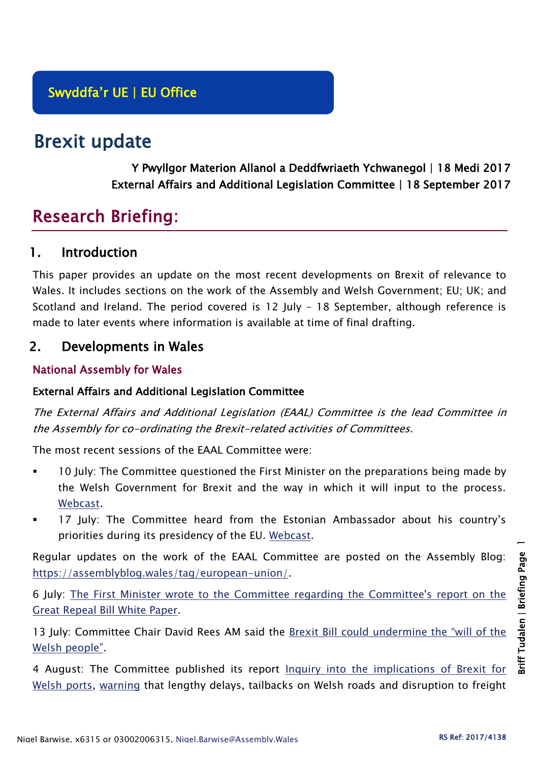Swyddfa'r UE | EU Office

# Brexit update

Y Pwyllgor Materion Allanol a Deddfwriaeth Ychwanegol | 18 Medi 2017
External Affairs and Additional Legislation Committee | 18 September 2017

# Research Briefing:

## 1. Introduction

This paper provides an update on the most recent developments on Brexit of relevance to Wales. It includes sections on the work of the Assembly and Welsh Government; EU; UK; and Scotland and Ireland. The period covered is 12 July – 18 September, although reference is made to later events where information is available at time of final drafting.

## 2. Developments in Wales

### National Assembly for Wales

#### External Affairs and Additional Legislation Committee

*The External Affairs and Additional Legislation (EAAL) Committee is the lead Committee in the Assembly for co-ordinating the Brexit-related activities of Committees.*

The most recent sessions of the EAAL Committee were:

- 10 July: The Committee questioned the First Minister on the preparations being made by the Welsh Government for Brexit and the way in which it will input to the process. Webcast.
- 17 July: The Committee heard from the Estonian Ambassador about his country's priorities during its presidency of the EU. Webcast.

Regular updates on the work of the EAAL Committee are posted on the Assembly Blog: https://assemblyblog.wales/tag/european-union/.

6 July: The First Minister wrote to the Committee regarding the Committee's report on the Great Repeal Bill White Paper.

13 July: Committee Chair David Rees AM said the Brexit Bill could undermine the "will of the Welsh people".

4 August: The Committee published its report Inquiry into the implications of Brexit for Welsh ports, warning that lengthy delays, tailbacks on Welsh roads and disruption to freight

Nigel Barwise, x6315 or 03002006315, Nigel.Barwise@Assembly.Wales

RS Ref: 2017/4138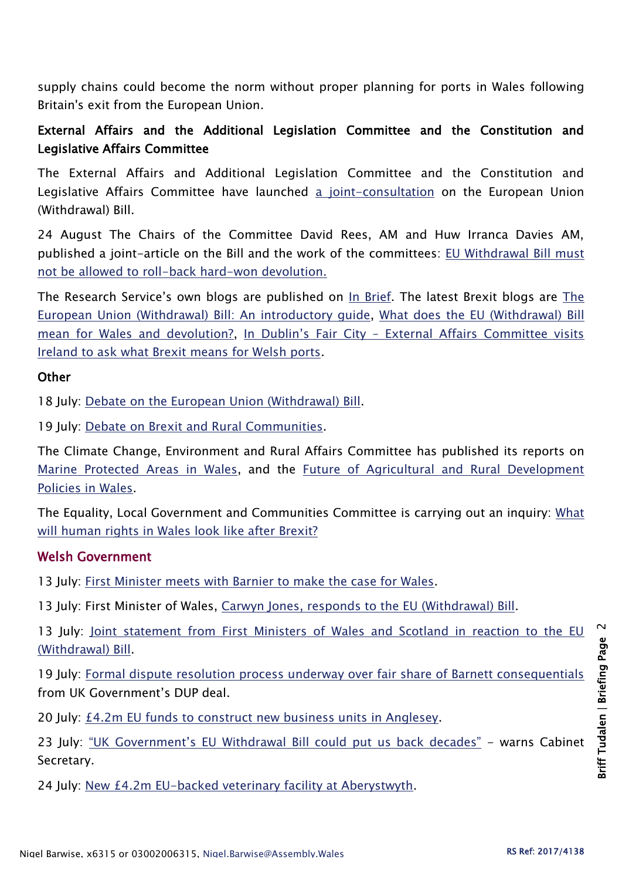supply chains could become the norm without proper planning for ports in Wales following Britain's exit from the European Union.

### External Affairs and the Additional Legislation Committee and the Constitution and Legislative Affairs Committee

The External Affairs and Additional Legislation Committee and the Constitution and Legislative Affairs Committee have launched a joint-consultation on the European Union (Withdrawal) Bill.

24 August The Chairs of the Committee David Rees, AM and Huw Irranca Davies AM, published a joint-article on the Bill and the work of the committees: EU Withdrawal Bill must not be allowed to roll-back hard-won devolution.

The Research Service's own blogs are published on In Brief. The latest Brexit blogs are The European Union (Withdrawal) Bill: An introductory guide, What does the EU (Withdrawal) Bill mean for Wales and devolution?, In Dublin's Fair City – External Affairs Committee visits Ireland to ask what Brexit means for Welsh ports.

### Other

18 July: Debate on the European Union (Withdrawal) Bill.

19 July: Debate on Brexit and Rural Communities.

The Climate Change, Environment and Rural Affairs Committee has published its reports on Marine Protected Areas in Wales, and the Future of Agricultural and Rural Development Policies in Wales.

The Equality, Local Government and Communities Committee is carrying out an inquiry: What will human rights in Wales look like after Brexit?

## Welsh Government

13 July: First Minister meets with Barnier to make the case for Wales.

13 July: First Minister of Wales, Carwyn Jones, responds to the EU (Withdrawal) Bill.

13 July: Joint statement from First Ministers of Wales and Scotland in reaction to the EU (Withdrawal) Bill.

19 July: Formal dispute resolution process underway over fair share of Barnett consequentials from UK Government's DUP deal.

20 July: £4.2m EU funds to construct new business units in Anglesey.

23 July: "UK Government's EU Withdrawal Bill could put us back decades" – warns Cabinet Secretary.

24 July: New £4.2m EU-backed veterinary facility at Aberystwyth.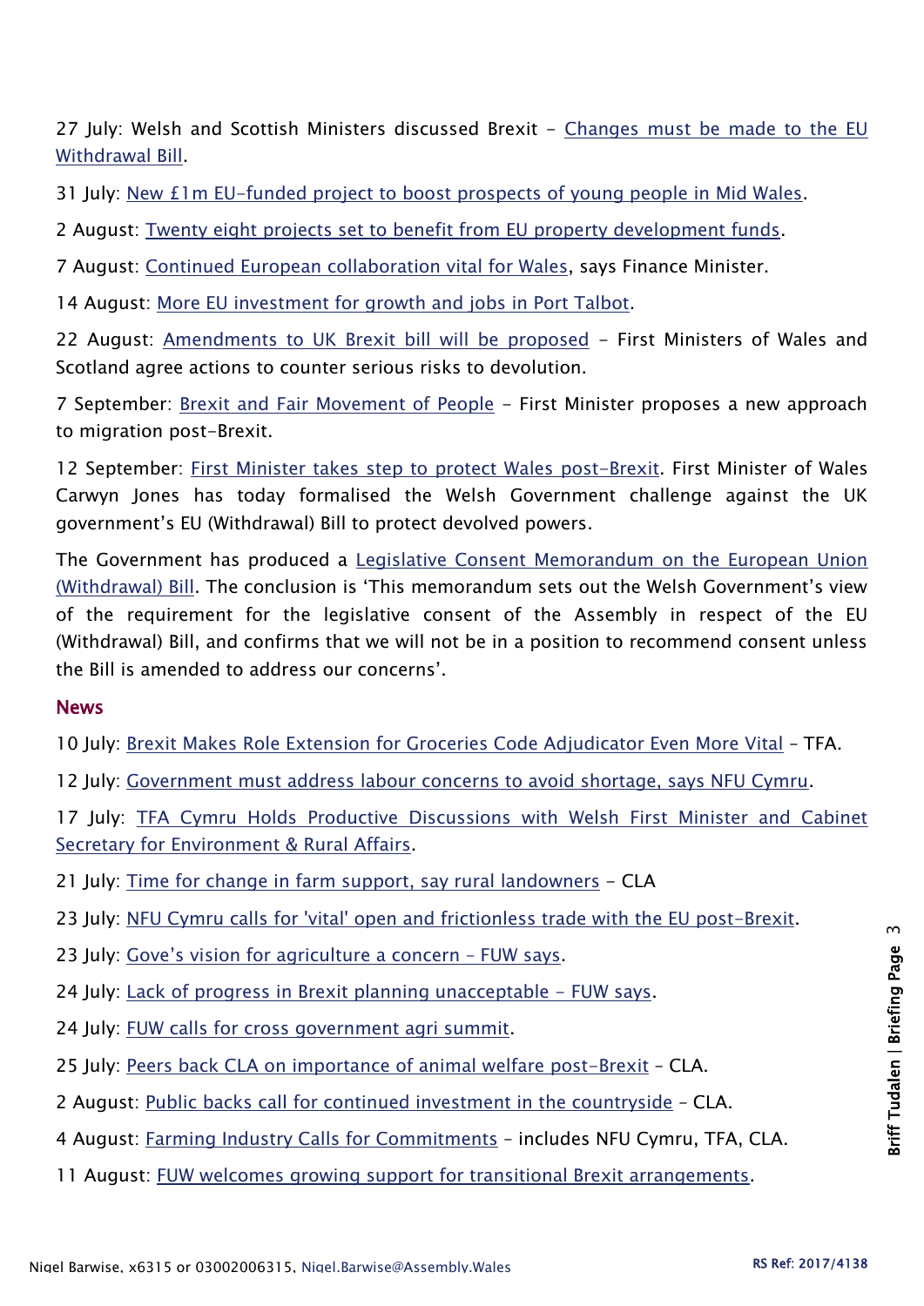27 July: Welsh and Scottish Ministers discussed Brexit – Changes must be made to the EU Withdrawal Bill.

31 July: New £1m EU-funded project to boost prospects of young people in Mid Wales.

2 August: Twenty eight projects set to benefit from EU property development funds.

7 August: Continued European collaboration vital for Wales, says Finance Minister.

14 August: More EU investment for growth and jobs in Port Talbot.

22 August: Amendments to UK Brexit bill will be proposed – First Ministers of Wales and Scotland agree actions to counter serious risks to devolution.

7 September: Brexit and Fair Movement of People – First Minister proposes a new approach to migration post-Brexit.

12 September: First Minister takes step to protect Wales post-Brexit. First Minister of Wales Carwyn Jones has today formalised the Welsh Government challenge against the UK government's EU (Withdrawal) Bill to protect devolved powers.

The Government has produced a Legislative Consent Memorandum on the European Union (Withdrawal) Bill. The conclusion is 'This memorandum sets out the Welsh Government's view of the requirement for the legislative consent of the Assembly in respect of the EU (Withdrawal) Bill, and confirms that we will not be in a position to recommend consent unless the Bill is amended to address our concerns'.

## News

10 July: Brexit Makes Role Extension for Groceries Code Adjudicator Even More Vital – TFA.

12 July: Government must address labour concerns to avoid shortage, says NFU Cymru.

17 July: TFA Cymru Holds Productive Discussions with Welsh First Minister and Cabinet Secretary for Environment & Rural Affairs.

21 July: Time for change in farm support, say rural landowners – CLA

23 July: NFU Cymru calls for 'vital' open and frictionless trade with the EU post-Brexit.

23 July: Gove's vision for agriculture a concern – FUW says.

24 July: Lack of progress in Brexit planning unacceptable – FUW says.

24 July: FUW calls for cross government agri summit.

25 July: Peers back CLA on importance of animal welfare post-Brexit – CLA.

2 August: Public backs call for continued investment in the countryside – CLA.

4 August: Farming Industry Calls for Commitments – includes NFU Cymru, TFA, CLA.

11 August: FUW welcomes growing support for transitional Brexit arrangements.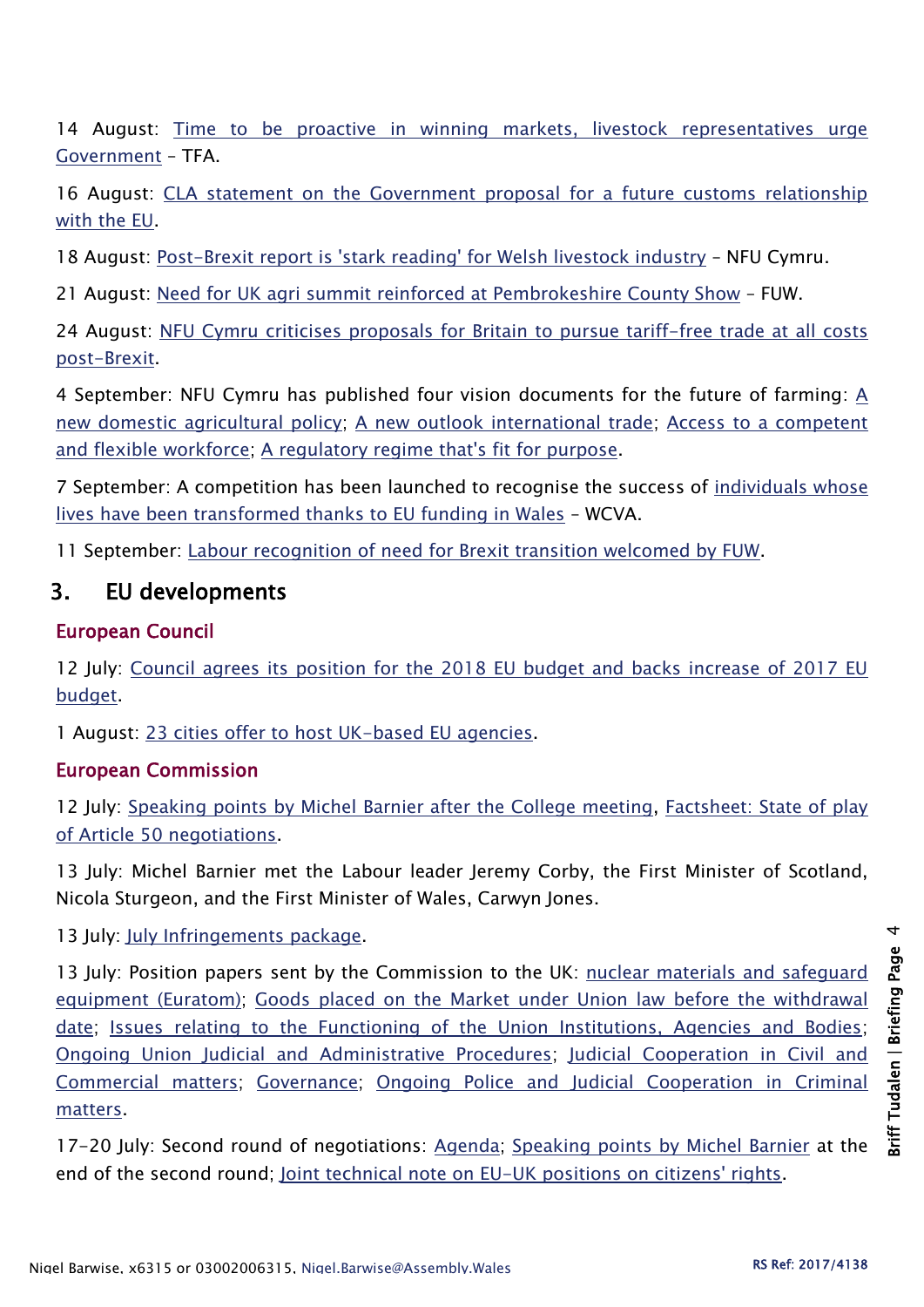14 August: Time to be proactive in winning markets, livestock representatives urge Government – TFA.

16 August: CLA statement on the Government proposal for a future customs relationship with the EU.

18 August: Post-Brexit report is 'stark reading' for Welsh livestock industry – NFU Cymru.

21 August: Need for UK agri summit reinforced at Pembrokeshire County Show – FUW.

24 August: NFU Cymru criticises proposals for Britain to pursue tariff-free trade at all costs post-Brexit.

4 September: NFU Cymru has published four vision documents for the future of farming: A new domestic agricultural policy; A new outlook international trade; Access to a competent and flexible workforce; A regulatory regime that's fit for purpose.

7 September: A competition has been launched to recognise the success of individuals whose lives have been transformed thanks to EU funding in Wales – WCVA.

11 September: Labour recognition of need for Brexit transition welcomed by FUW.

## 3. EU developments

### European Council

12 July: Council agrees its position for the 2018 EU budget and backs increase of 2017 EU budget.

1 August: 23 cities offer to host UK-based EU agencies.

### European Commission

12 July: Speaking points by Michel Barnier after the College meeting, Factsheet: State of play of Article 50 negotiations.

13 July: Michel Barnier met the Labour leader Jeremy Corby, the First Minister of Scotland, Nicola Sturgeon, and the First Minister of Wales, Carwyn Jones.

13 July: July Infringements package.

13 July: Position papers sent by the Commission to the UK: nuclear materials and safeguard equipment (Euratom); Goods placed on the Market under Union law before the withdrawal date; Issues relating to the Functioning of the Union Institutions, Agencies and Bodies; Ongoing Union Judicial and Administrative Procedures; Judicial Cooperation in Civil and Commercial matters; Governance; Ongoing Police and Judicial Cooperation in Criminal matters.

17-20 July: Second round of negotiations: Agenda; Speaking points by Michel Barnier at the end of the second round; Joint technical note on EU-UK positions on citizens' rights.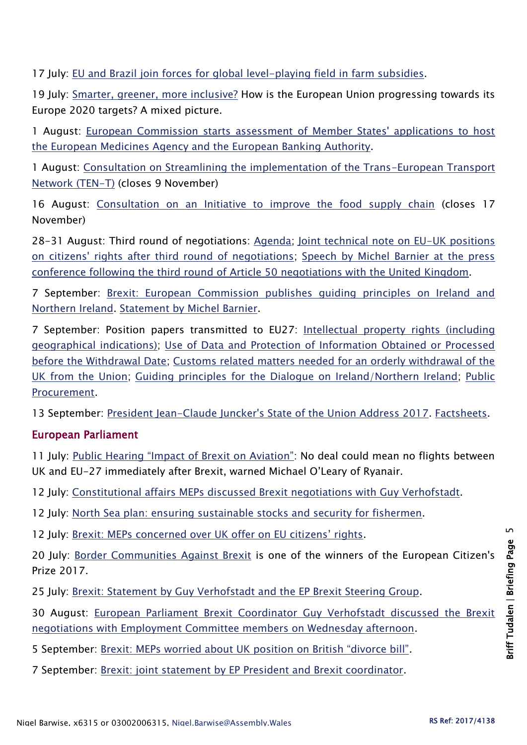17 July: EU and Brazil join forces for global level-playing field in farm subsidies.

19 July: Smarter, greener, more inclusive? How is the European Union progressing towards its Europe 2020 targets? A mixed picture.

1 August: European Commission starts assessment of Member States' applications to host the European Medicines Agency and the European Banking Authority.

1 August: Consultation on Streamlining the implementation of the Trans-European Transport Network (TEN-T) (closes 9 November)

16 August: Consultation on an Initiative to improve the food supply chain (closes 17 November)

28-31 August: Third round of negotiations: Agenda; Joint technical note on EU-UK positions on citizens' rights after third round of negotiations; Speech by Michel Barnier at the press conference following the third round of Article 50 negotiations with the United Kingdom.

7 September: Brexit: European Commission publishes guiding principles on Ireland and Northern Ireland. Statement by Michel Barnier.

7 September: Position papers transmitted to EU27: Intellectual property rights (including geographical indications); Use of Data and Protection of Information Obtained or Processed before the Withdrawal Date; Customs related matters needed for an orderly withdrawal of the UK from the Union; Guiding principles for the Dialogue on Ireland/Northern Ireland; Public Procurement.

13 September: President Jean-Claude Juncker's State of the Union Address 2017. Factsheets.

## European Parliament

11 July: Public Hearing "Impact of Brexit on Aviation": No deal could mean no flights between UK and EU-27 immediately after Brexit, warned Michael O'Leary of Ryanair.

12 July: Constitutional affairs MEPs discussed Brexit negotiations with Guy Verhofstadt.

12 July: North Sea plan: ensuring sustainable stocks and security for fishermen.

12 July: Brexit: MEPs concerned over UK offer on EU citizens' rights.

20 July: Border Communities Against Brexit is one of the winners of the European Citizen's Prize 2017.

25 July: Brexit: Statement by Guy Verhofstadt and the EP Brexit Steering Group.

30 August: European Parliament Brexit Coordinator Guy Verhofstadt discussed the Brexit negotiations with Employment Committee members on Wednesday afternoon.

5 September: Brexit: MEPs worried about UK position on British "divorce bill".

7 September: Brexit: joint statement by EP President and Brexit coordinator.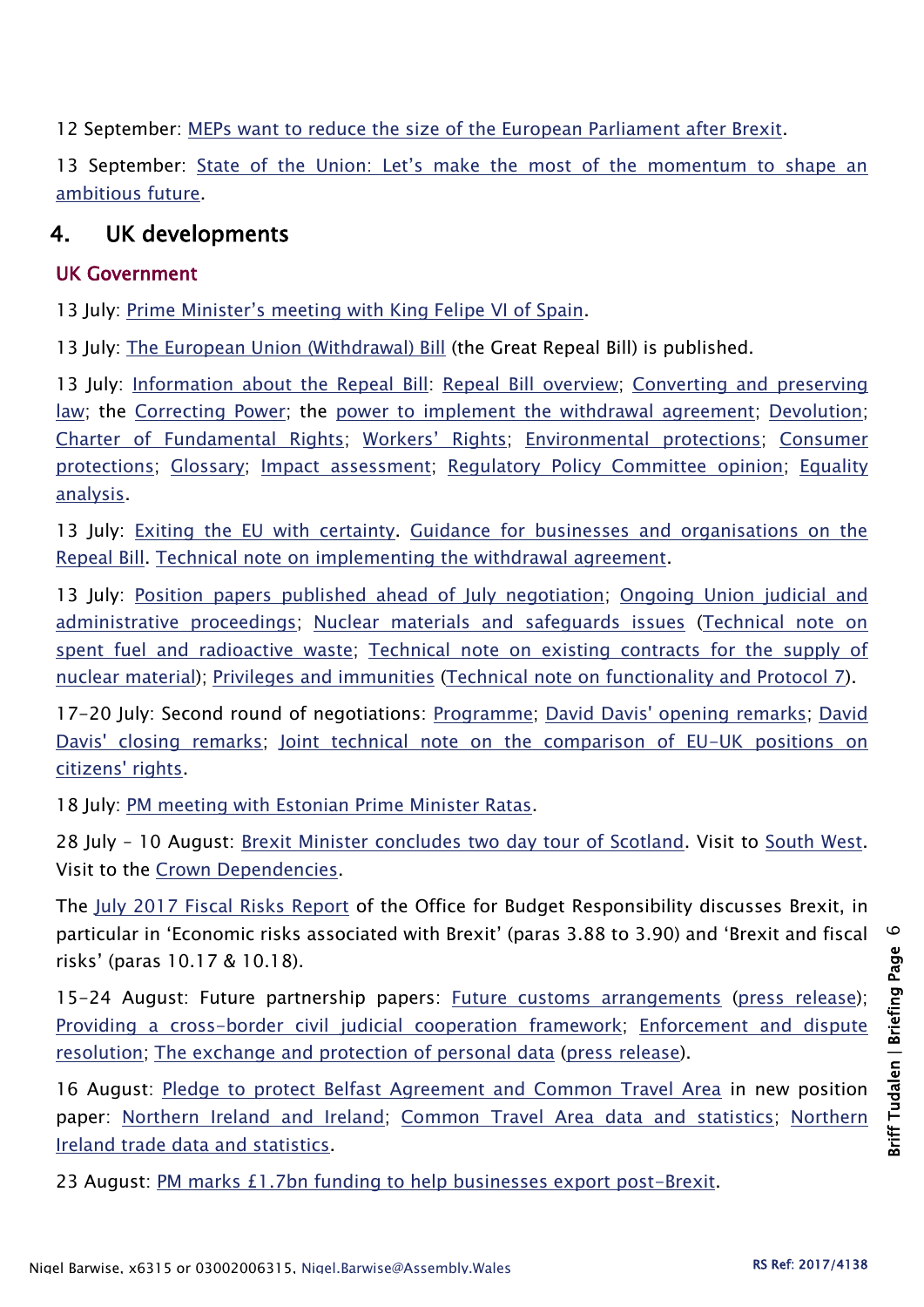12 September: MEPs want to reduce the size of the European Parliament after Brexit.

13 September: State of the Union: Let's make the most of the momentum to shape an ambitious future.

## 4. UK developments

### UK Government

13 July: Prime Minister's meeting with King Felipe VI of Spain.

13 July: The European Union (Withdrawal) Bill (the Great Repeal Bill) is published.

13 July: Information about the Repeal Bill: Repeal Bill overview; Converting and preserving law; the Correcting Power; the power to implement the withdrawal agreement; Devolution; Charter of Fundamental Rights; Workers' Rights; Environmental protections; Consumer protections; Glossary; Impact assessment; Regulatory Policy Committee opinion; Equality analysis.

13 July: Exiting the EU with certainty. Guidance for businesses and organisations on the Repeal Bill. Technical note on implementing the withdrawal agreement.

13 July: Position papers published ahead of July negotiation; Ongoing Union judicial and administrative proceedings; Nuclear materials and safeguards issues (Technical note on spent fuel and radioactive waste; Technical note on existing contracts for the supply of nuclear material); Privileges and immunities (Technical note on functionality and Protocol 7).

17-20 July: Second round of negotiations: Programme; David Davis' opening remarks; David Davis' closing remarks; Joint technical note on the comparison of EU-UK positions on citizens' rights.

18 July: PM meeting with Estonian Prime Minister Ratas.

28 July – 10 August: Brexit Minister concludes two day tour of Scotland. Visit to South West. Visit to the Crown Dependencies.

The July 2017 Fiscal Risks Report of the Office for Budget Responsibility discusses Brexit, in particular in 'Economic risks associated with Brexit' (paras 3.88 to 3.90) and 'Brexit and fiscal risks' (paras 10.17 & 10.18).

15-24 August: Future partnership papers: Future customs arrangements (press release); Providing a cross-border civil judicial cooperation framework; Enforcement and dispute resolution; The exchange and protection of personal data (press release).

16 August: Pledge to protect Belfast Agreement and Common Travel Area in new position paper: Northern Ireland and Ireland; Common Travel Area data and statistics; Northern Ireland trade data and statistics.

23 August: PM marks £1.7bn funding to help businesses export post-Brexit.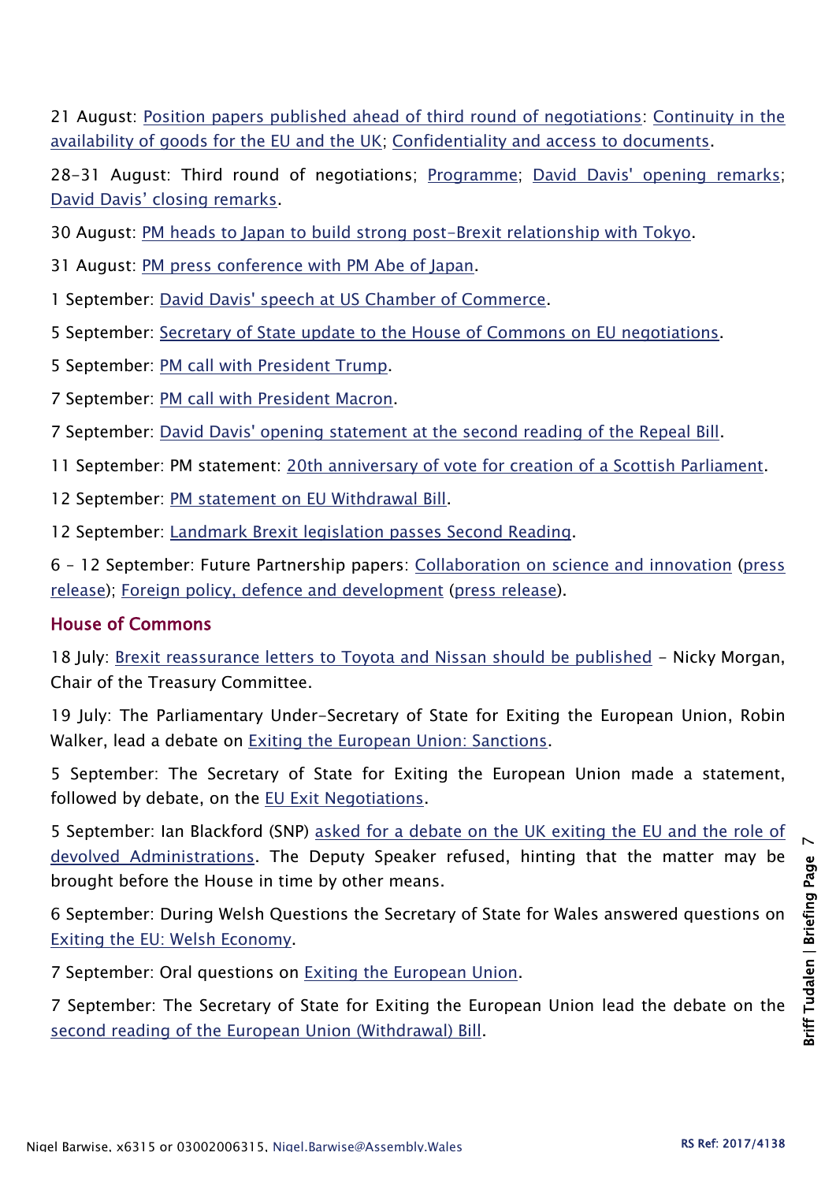21 August: Position papers published ahead of third round of negotiations: Continuity in the availability of goods for the EU and the UK; Confidentiality and access to documents.

28-31 August: Third round of negotiations; Programme; David Davis' opening remarks; David Davis' closing remarks.

30 August: PM heads to Japan to build strong post-Brexit relationship with Tokyo.

31 August: PM press conference with PM Abe of Japan.

1 September: David Davis' speech at US Chamber of Commerce.

5 September: Secretary of State update to the House of Commons on EU negotiations.

5 September: PM call with President Trump.

7 September: PM call with President Macron.

7 September: David Davis' opening statement at the second reading of the Repeal Bill.

11 September: PM statement: 20th anniversary of vote for creation of a Scottish Parliament.

12 September: PM statement on EU Withdrawal Bill.

12 September: Landmark Brexit legislation passes Second Reading.

6 – 12 September: Future Partnership papers: Collaboration on science and innovation (press release); Foreign policy, defence and development (press release).

## House of Commons

18 July: Brexit reassurance letters to Toyota and Nissan should be published – Nicky Morgan, Chair of the Treasury Committee.

19 July: The Parliamentary Under-Secretary of State for Exiting the European Union, Robin Walker, lead a debate on Exiting the European Union: Sanctions.

5 September: The Secretary of State for Exiting the European Union made a statement, followed by debate, on the EU Exit Negotiations.

5 September: Ian Blackford (SNP) asked for a debate on the UK exiting the EU and the role of devolved Administrations. The Deputy Speaker refused, hinting that the matter may be brought before the House in time by other means.

6 September: During Welsh Questions the Secretary of State for Wales answered questions on Exiting the EU: Welsh Economy.

7 September: Oral questions on Exiting the European Union.

7 September: The Secretary of State for Exiting the European Union lead the debate on the second reading of the European Union (Withdrawal) Bill.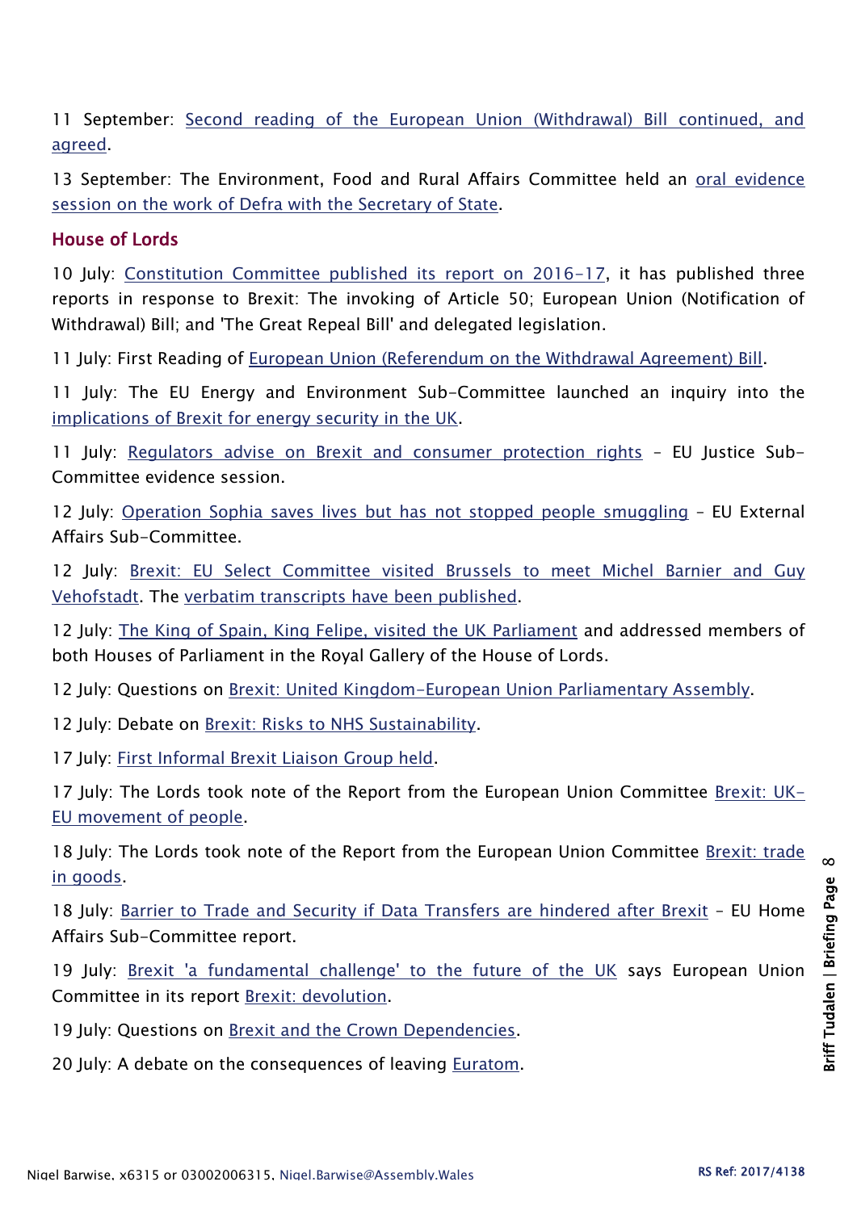11 September: Second reading of the European Union (Withdrawal) Bill continued, and agreed.

13 September: The Environment, Food and Rural Affairs Committee held an oral evidence session on the work of Defra with the Secretary of State.

## House of Lords

10 July: Constitution Committee published its report on 2016-17, it has published three reports in response to Brexit: The invoking of Article 50; European Union (Notification of Withdrawal) Bill; and 'The Great Repeal Bill' and delegated legislation.

11 July: First Reading of European Union (Referendum on the Withdrawal Agreement) Bill.

11 July: The EU Energy and Environment Sub-Committee launched an inquiry into the implications of Brexit for energy security in the UK.

11 July: Regulators advise on Brexit and consumer protection rights – EU Justice Sub-Committee evidence session.

12 July: Operation Sophia saves lives but has not stopped people smuggling – EU External Affairs Sub-Committee.

12 July: Brexit: EU Select Committee visited Brussels to meet Michel Barnier and Guy Vehofstadt. The verbatim transcripts have been published.

12 July: The King of Spain, King Felipe, visited the UK Parliament and addressed members of both Houses of Parliament in the Royal Gallery of the House of Lords.

12 July: Questions on Brexit: United Kingdom-European Union Parliamentary Assembly.

12 July: Debate on Brexit: Risks to NHS Sustainability.

17 July: First Informal Brexit Liaison Group held.

17 July: The Lords took note of the Report from the European Union Committee Brexit: UK-EU movement of people.

18 July: The Lords took note of the Report from the European Union Committee Brexit: trade in goods.

18 July: Barrier to Trade and Security if Data Transfers are hindered after Brexit – EU Home Affairs Sub-Committee report.

19 July: Brexit 'a fundamental challenge' to the future of the UK says European Union Committee in its report Brexit: devolution.

19 July: Questions on Brexit and the Crown Dependencies.

20 July: A debate on the consequences of leaving Euratom.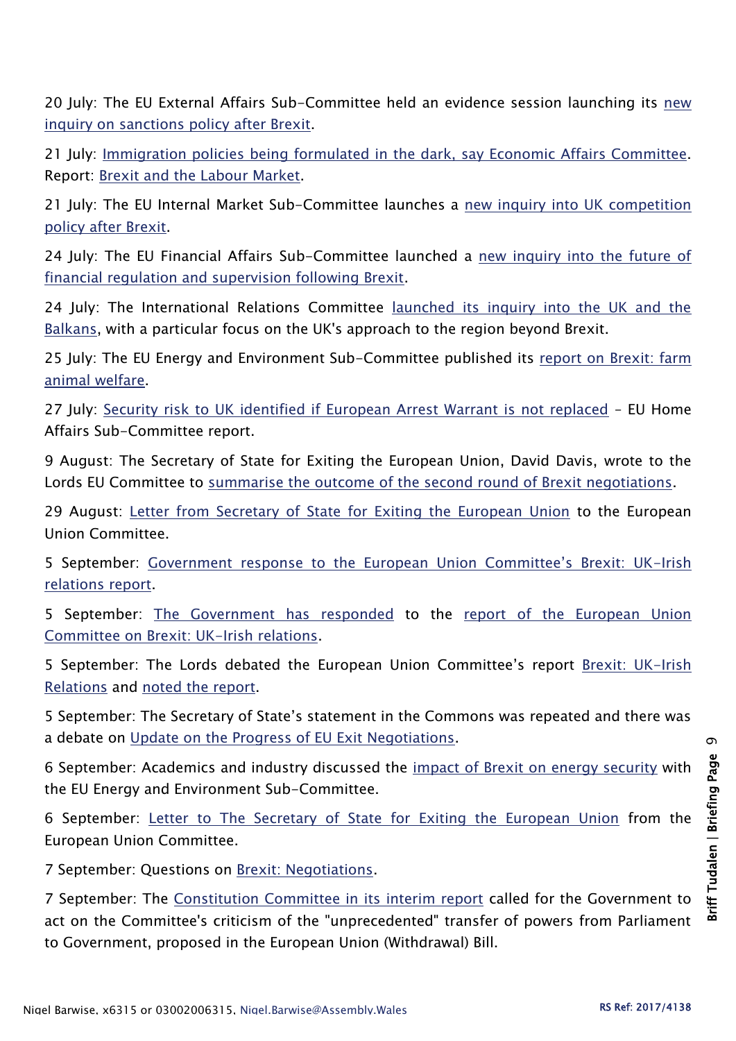20 July: The EU External Affairs Sub-Committee held an evidence session launching its new inquiry on sanctions policy after Brexit.

21 July: Immigration policies being formulated in the dark, say Economic Affairs Committee. Report: Brexit and the Labour Market.

21 July: The EU Internal Market Sub-Committee launches a new inquiry into UK competition policy after Brexit.

24 July: The EU Financial Affairs Sub-Committee launched a new inquiry into the future of financial regulation and supervision following Brexit.

24 July: The International Relations Committee launched its inquiry into the UK and the Balkans, with a particular focus on the UK's approach to the region beyond Brexit.

25 July: The EU Energy and Environment Sub-Committee published its report on Brexit: farm animal welfare.

27 July: Security risk to UK identified if European Arrest Warrant is not replaced – EU Home Affairs Sub-Committee report.

9 August: The Secretary of State for Exiting the European Union, David Davis, wrote to the Lords EU Committee to summarise the outcome of the second round of Brexit negotiations.

29 August: Letter from Secretary of State for Exiting the European Union to the European Union Committee.

5 September: Government response to the European Union Committee's Brexit: UK-Irish relations report.

5 September: The Government has responded to the report of the European Union Committee on Brexit: UK-Irish relations.

5 September: The Lords debated the European Union Committee's report Brexit: UK-Irish Relations and noted the report.

5 September: The Secretary of State's statement in the Commons was repeated and there was a debate on Update on the Progress of EU Exit Negotiations.

6 September: Academics and industry discussed the impact of Brexit on energy security with the EU Energy and Environment Sub-Committee.

6 September: Letter to The Secretary of State for Exiting the European Union from the European Union Committee.

7 September: Questions on Brexit: Negotiations.

7 September: The Constitution Committee in its interim report called for the Government to act on the Committee's criticism of the "unprecedented" transfer of powers from Parliament to Government, proposed in the European Union (Withdrawal) Bill.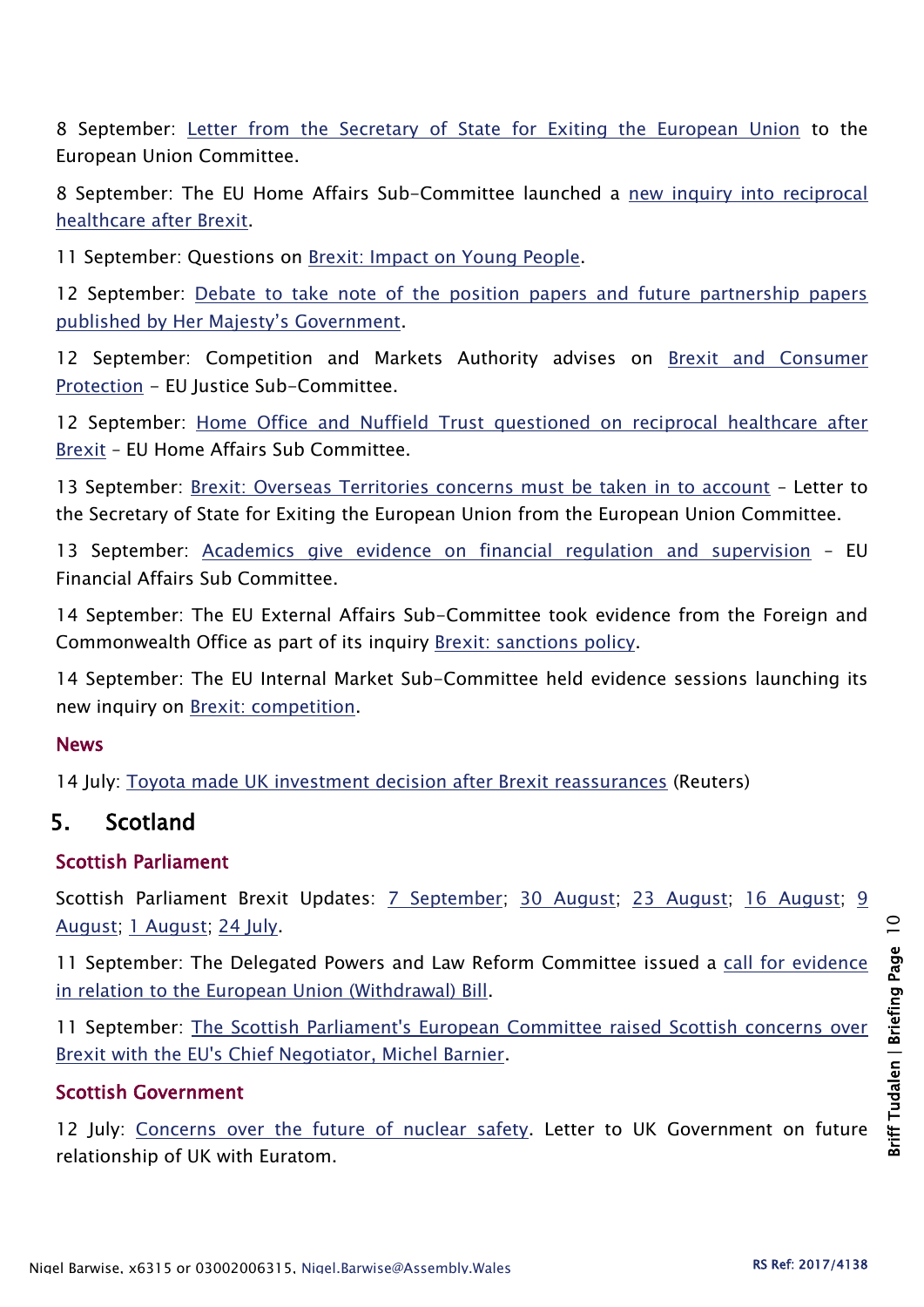8 September: Letter from the Secretary of State for Exiting the European Union to the European Union Committee.

8 September: The EU Home Affairs Sub-Committee launched a new inquiry into reciprocal healthcare after Brexit.

11 September: Questions on Brexit: Impact on Young People.

12 September: Debate to take note of the position papers and future partnership papers published by Her Majesty's Government.

12 September: Competition and Markets Authority advises on Brexit and Consumer Protection – EU Justice Sub-Committee.

12 September: Home Office and Nuffield Trust questioned on reciprocal healthcare after Brexit – EU Home Affairs Sub Committee.

13 September: Brexit: Overseas Territories concerns must be taken in to account – Letter to the Secretary of State for Exiting the European Union from the European Union Committee.

13 September: Academics give evidence on financial regulation and supervision – EU Financial Affairs Sub Committee.

14 September: The EU External Affairs Sub-Committee took evidence from the Foreign and Commonwealth Office as part of its inquiry Brexit: sanctions policy.

14 September: The EU Internal Market Sub-Committee held evidence sessions launching its new inquiry on Brexit: competition.

### News

14 July: Toyota made UK investment decision after Brexit reassurances (Reuters)

## 5. Scotland

### Scottish Parliament

Scottish Parliament Brexit Updates: 7 September; 30 August; 23 August; 16 August; 9 August; 1 August; 24 July.

11 September: The Delegated Powers and Law Reform Committee issued a call for evidence in relation to the European Union (Withdrawal) Bill.

11 September: The Scottish Parliament's European Committee raised Scottish concerns over Brexit with the EU's Chief Negotiator, Michel Barnier.

### Scottish Government

12 July: Concerns over the future of nuclear safety. Letter to UK Government on future relationship of UK with Euratom.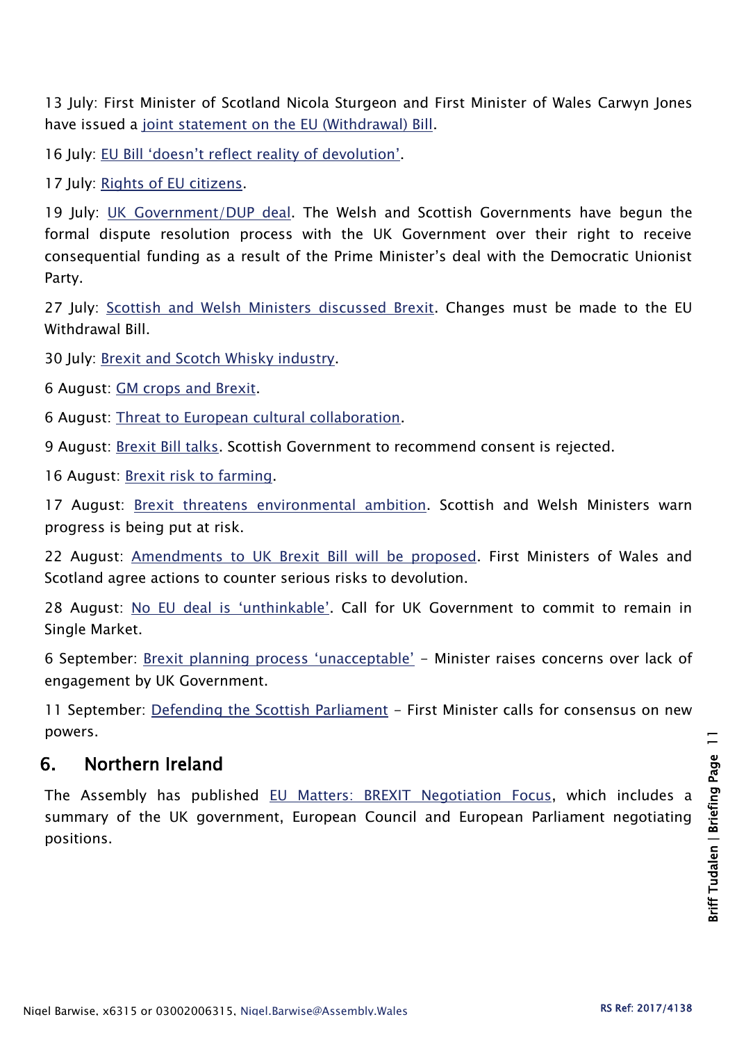13 July: First Minister of Scotland Nicola Sturgeon and First Minister of Wales Carwyn Jones have issued a joint statement on the EU (Withdrawal) Bill.

16 July: EU Bill 'doesn't reflect reality of devolution'.

17 July: Rights of EU citizens.

19 July: UK Government/DUP deal. The Welsh and Scottish Governments have begun the formal dispute resolution process with the UK Government over their right to receive consequential funding as a result of the Prime Minister's deal with the Democratic Unionist Party.

27 July: Scottish and Welsh Ministers discussed Brexit. Changes must be made to the EU Withdrawal Bill.

30 July: Brexit and Scotch Whisky industry.

6 August: GM crops and Brexit.

6 August: Threat to European cultural collaboration.

9 August: Brexit Bill talks. Scottish Government to recommend consent is rejected.

16 August: Brexit risk to farming.

17 August: Brexit threatens environmental ambition. Scottish and Welsh Ministers warn progress is being put at risk.

22 August: Amendments to UK Brexit Bill will be proposed. First Ministers of Wales and Scotland agree actions to counter serious risks to devolution.

28 August: No EU deal is 'unthinkable'. Call for UK Government to commit to remain in Single Market.

6 September: Brexit planning process 'unacceptable' – Minister raises concerns over lack of engagement by UK Government.

11 September: Defending the Scottish Parliament – First Minister calls for consensus on new powers.

## 6. Northern Ireland

The Assembly has published EU Matters: BREXIT Negotiation Focus, which includes a summary of the UK government, European Council and European Parliament negotiating positions.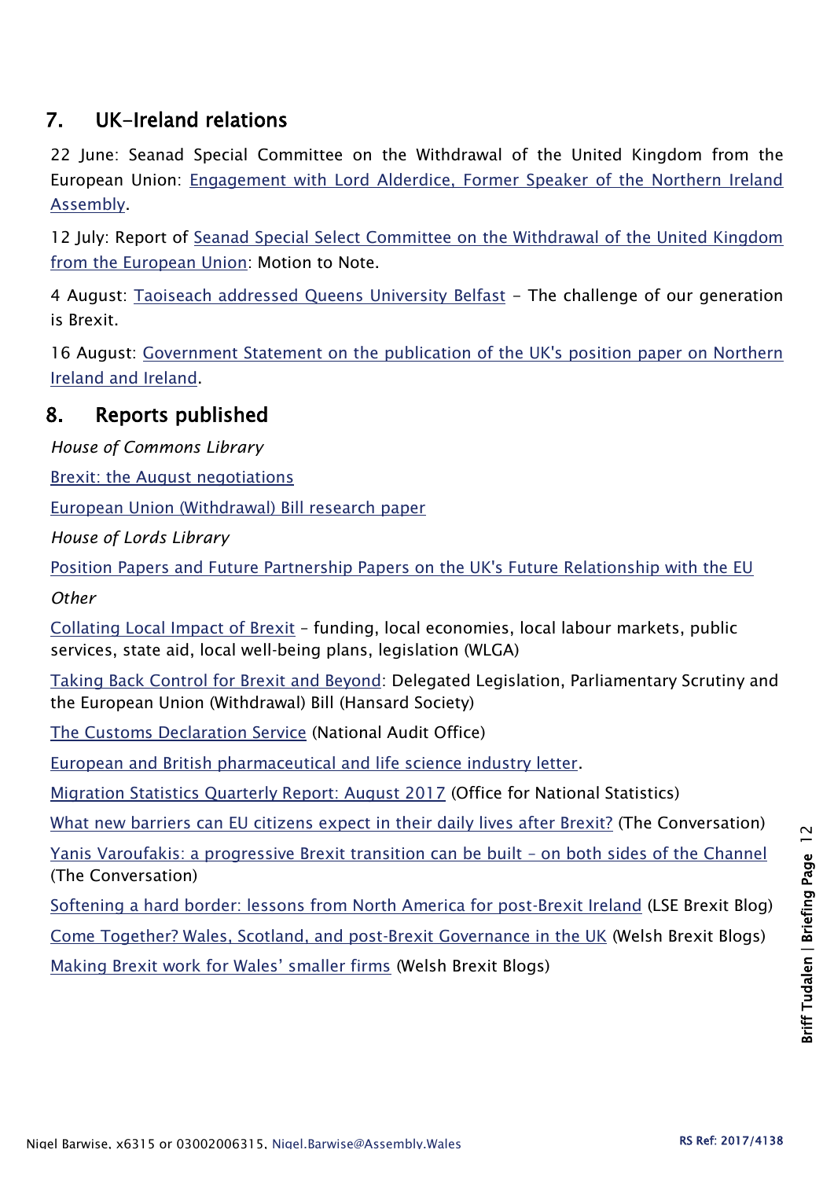## 7. UK-Ireland relations

22 June: Seanad Special Committee on the Withdrawal of the United Kingdom from the European Union: Engagement with Lord Alderdice, Former Speaker of the Northern Ireland Assembly.

12 July: Report of Seanad Special Select Committee on the Withdrawal of the United Kingdom from the European Union: Motion to Note.

4 August: Taoiseach addressed Queens University Belfast – The challenge of our generation is Brexit.

16 August: Government Statement on the publication of the UK's position paper on Northern Ireland and Ireland.

## 8. Reports published

*House of Commons Library*

Brexit: the August negotiations

European Union (Withdrawal) Bill research paper

*House of Lords Library*

Position Papers and Future Partnership Papers on the UK's Future Relationship with the EU

*Other*

Collating Local Impact of Brexit – funding, local economies, local labour markets, public services, state aid, local well-being plans, legislation (WLGA)

Taking Back Control for Brexit and Beyond: Delegated Legislation, Parliamentary Scrutiny and the European Union (Withdrawal) Bill (Hansard Society)

The Customs Declaration Service (National Audit Office)

European and British pharmaceutical and life science industry letter.

Migration Statistics Quarterly Report: August 2017 (Office for National Statistics)

What new barriers can EU citizens expect in their daily lives after Brexit? (The Conversation)

Yanis Varoufakis: a progressive Brexit transition can be built – on both sides of the Channel (The Conversation)

Softening a hard border: lessons from North America for post-Brexit Ireland (LSE Brexit Blog)

Come Together? Wales, Scotland, and post-Brexit Governance in the UK (Welsh Brexit Blogs)

Making Brexit work for Wales' smaller firms (Welsh Brexit Blogs)

Nigel Barwise, x6315 or 03002006315, Nigel.Barwise@Assembly.Wales

RS Ref: 2017/4138